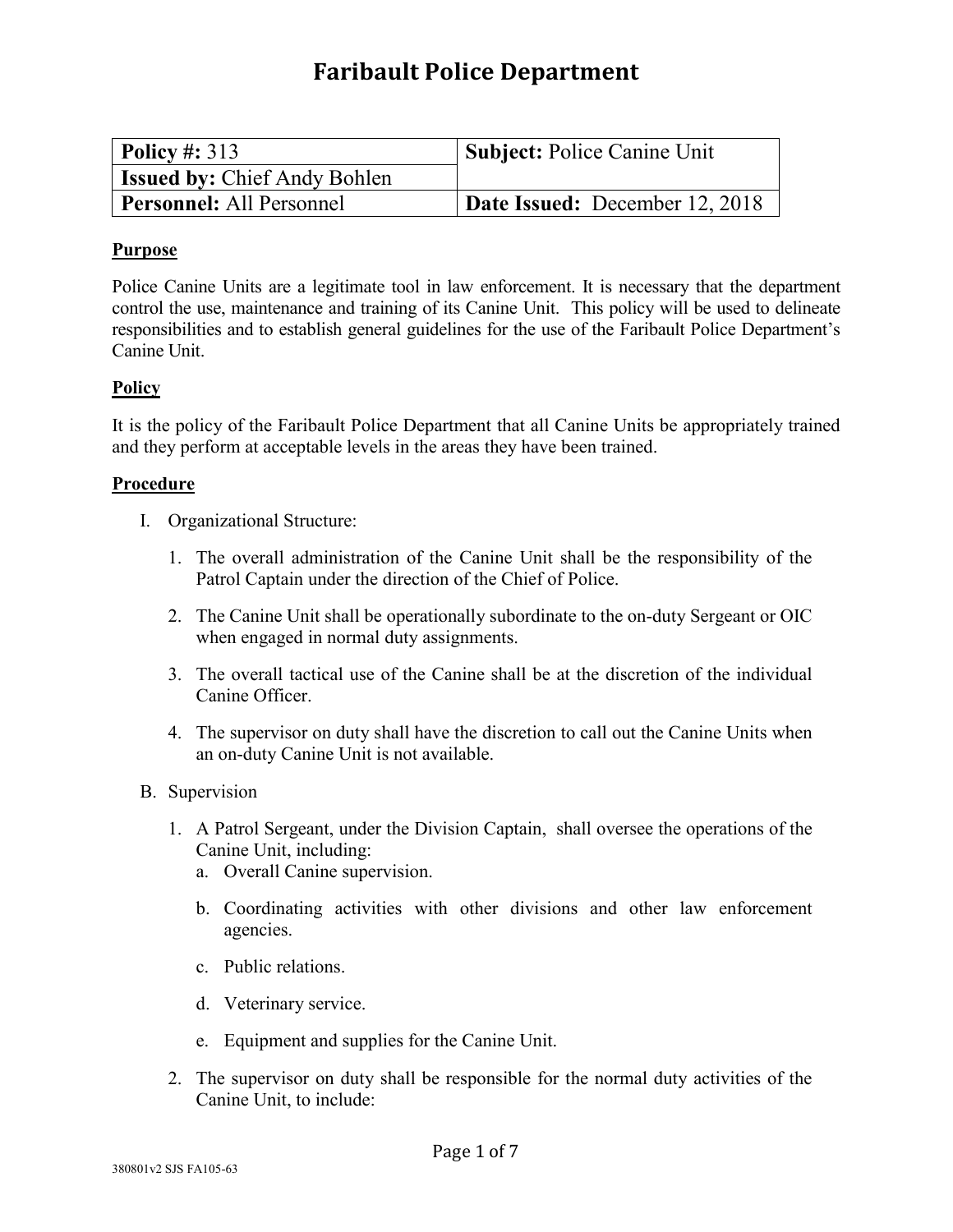# Faribault Police Department

| **Policy #:** 313 | **Subject:** Police Canine Unit |
|---|---|
| **Issued by:** Chief Andy Bohlen | |
| **Personnel:** All Personnel | **Date Issued:** December 12, 2018 |

**Purpose**

Police Canine Units are a legitimate tool in law enforcement. It is necessary that the department control the use, maintenance and training of its Canine Unit. This policy will be used to delineate responsibilities and to establish general guidelines for the use of the Faribault Police Department's Canine Unit.

**Policy**

It is the policy of the Faribault Police Department that all Canine Units be appropriately trained and they perform at acceptable levels in the areas they have been trained.

**Procedure**

I. Organizational Structure:

1. The overall administration of the Canine Unit shall be the responsibility of the Patrol Captain under the direction of the Chief of Police.

2. The Canine Unit shall be operationally subordinate to the on-duty Sergeant or OIC when engaged in normal duty assignments.

3. The overall tactical use of the Canine shall be at the discretion of the individual Canine Officer.

4. The supervisor on duty shall have the discretion to call out the Canine Units when an on-duty Canine Unit is not available.

B. Supervision

1. A Patrol Sergeant, under the Division Captain, shall oversee the operations of the Canine Unit, including:
   a. Overall Canine supervision.

   b. Coordinating activities with other divisions and other law enforcement agencies.

   c. Public relations.

   d. Veterinary service.

   e. Equipment and supplies for the Canine Unit.

2. The supervisor on duty shall be responsible for the normal duty activities of the Canine Unit, to include:

380801v2 SJS FA105-63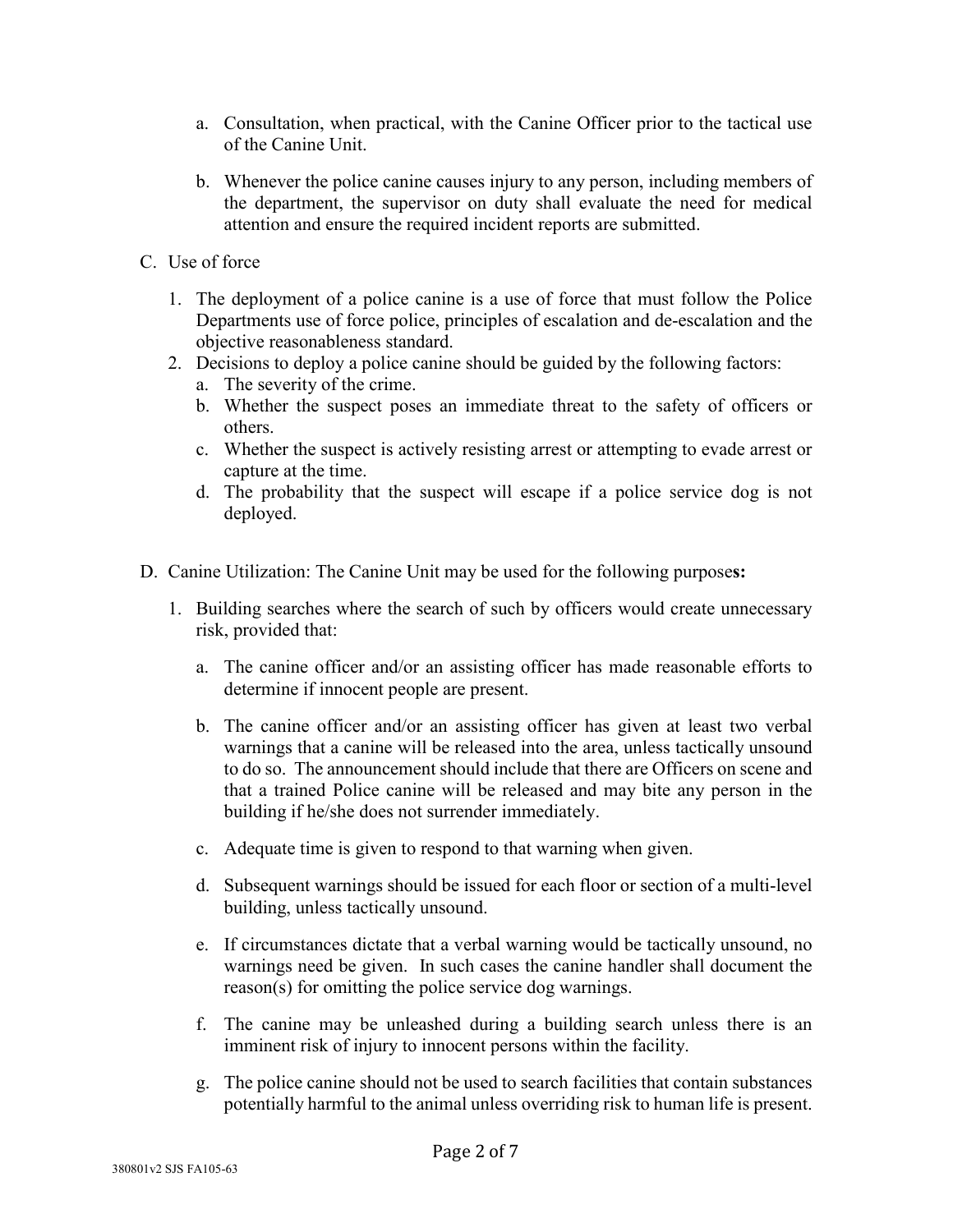a. Consultation, when practical, with the Canine Officer prior to the tactical use of the Canine Unit.

b. Whenever the police canine causes injury to any person, including members of the department, the supervisor on duty shall evaluate the need for medical attention and ensure the required incident reports are submitted.

C. Use of force

1. The deployment of a police canine is a use of force that must follow the Police Departments use of force police, principles of escalation and de-escalation and the objective reasonableness standard.
2. Decisions to deploy a police canine should be guided by the following factors:
   a. The severity of the crime.
   b. Whether the suspect poses an immediate threat to the safety of officers or others.
   c. Whether the suspect is actively resisting arrest or attempting to evade arrest or capture at the time.
   d. The probability that the suspect will escape if a police service dog is not deployed.

D. Canine Utilization: The Canine Unit may be used for the following purpose**s:**

1. Building searches where the search of such by officers would create unnecessary risk, provided that:

   a. The canine officer and/or an assisting officer has made reasonable efforts to determine if innocent people are present.

   b. The canine officer and/or an assisting officer has given at least two verbal warnings that a canine will be released into the area, unless tactically unsound to do so. The announcement should include that there are Officers on scene and that a trained Police canine will be released and may bite any person in the building if he/she does not surrender immediately.

   c. Adequate time is given to respond to that warning when given.

   d. Subsequent warnings should be issued for each floor or section of a multi-level building, unless tactically unsound.

   e. If circumstances dictate that a verbal warning would be tactically unsound, no warnings need be given. In such cases the canine handler shall document the reason(s) for omitting the police service dog warnings.

   f. The canine may be unleashed during a building search unless there is an imminent risk of injury to innocent persons within the facility.

   g. The police canine should not be used to search facilities that contain substances potentially harmful to the animal unless overriding risk to human life is present.

380801v2 SJS FA105-63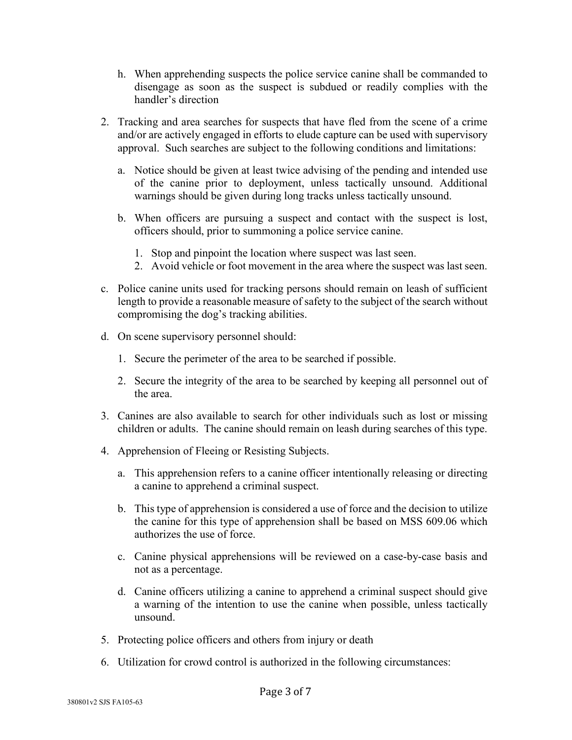h. When apprehending suspects the police service canine shall be commanded to disengage as soon as the suspect is subdued or readily complies with the handler's direction

2. Tracking and area searches for suspects that have fled from the scene of a crime and/or are actively engaged in efforts to elude capture can be used with supervisory approval. Such searches are subject to the following conditions and limitations:

   a. Notice should be given at least twice advising of the pending and intended use of the canine prior to deployment, unless tactically unsound. Additional warnings should be given during long tracks unless tactically unsound.

   b. When officers are pursuing a suspect and contact with the suspect is lost, officers should, prior to summoning a police service canine.

      1. Stop and pinpoint the location where suspect was last seen.
      2. Avoid vehicle or foot movement in the area where the suspect was last seen.

   c. Police canine units used for tracking persons should remain on leash of sufficient length to provide a reasonable measure of safety to the subject of the search without compromising the dog's tracking abilities.

   d. On scene supervisory personnel should:

      1. Secure the perimeter of the area to be searched if possible.

      2. Secure the integrity of the area to be searched by keeping all personnel out of the area.

3. Canines are also available to search for other individuals such as lost or missing children or adults. The canine should remain on leash during searches of this type.

4. Apprehension of Fleeing or Resisting Subjects.

   a. This apprehension refers to a canine officer intentionally releasing or directing a canine to apprehend a criminal suspect.

   b. This type of apprehension is considered a use of force and the decision to utilize the canine for this type of apprehension shall be based on MSS 609.06 which authorizes the use of force.

   c. Canine physical apprehensions will be reviewed on a case-by-case basis and not as a percentage.

   d. Canine officers utilizing a canine to apprehend a criminal suspect should give a warning of the intention to use the canine when possible, unless tactically unsound.

5. Protecting police officers and others from injury or death

6. Utilization for crowd control is authorized in the following circumstances: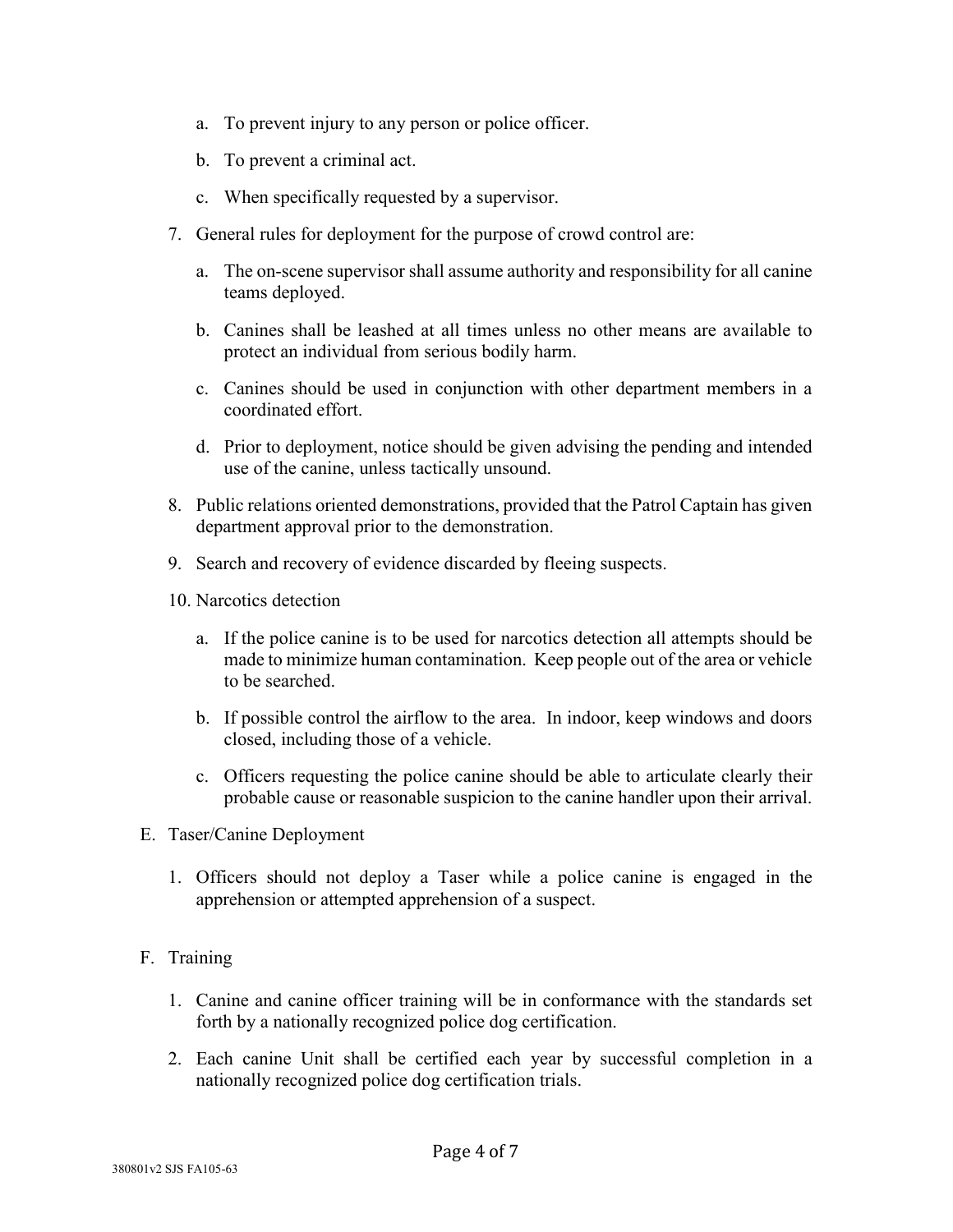a. To prevent injury to any person or police officer.

   b. To prevent a criminal act.

   c. When specifically requested by a supervisor.

7. General rules for deployment for the purpose of crowd control are:

   a. The on-scene supervisor shall assume authority and responsibility for all canine teams deployed.

   b. Canines shall be leashed at all times unless no other means are available to protect an individual from serious bodily harm.

   c. Canines should be used in conjunction with other department members in a coordinated effort.

   d. Prior to deployment, notice should be given advising the pending and intended use of the canine, unless tactically unsound.

8. Public relations oriented demonstrations, provided that the Patrol Captain has given department approval prior to the demonstration.

9. Search and recovery of evidence discarded by fleeing suspects.

10. Narcotics detection

    a. If the police canine is to be used for narcotics detection all attempts should be made to minimize human contamination. Keep people out of the area or vehicle to be searched.

    b. If possible control the airflow to the area. In indoor, keep windows and doors closed, including those of a vehicle.

    c. Officers requesting the police canine should be able to articulate clearly their probable cause or reasonable suspicion to the canine handler upon their arrival.

E. Taser/Canine Deployment

   1. Officers should not deploy a Taser while a police canine is engaged in the apprehension or attempted apprehension of a suspect.

F. Training

   1. Canine and canine officer training will be in conformance with the standards set forth by a nationally recognized police dog certification.

   2. Each canine Unit shall be certified each year by successful completion in a nationally recognized police dog certification trials.

380801v2 SJS FA105-63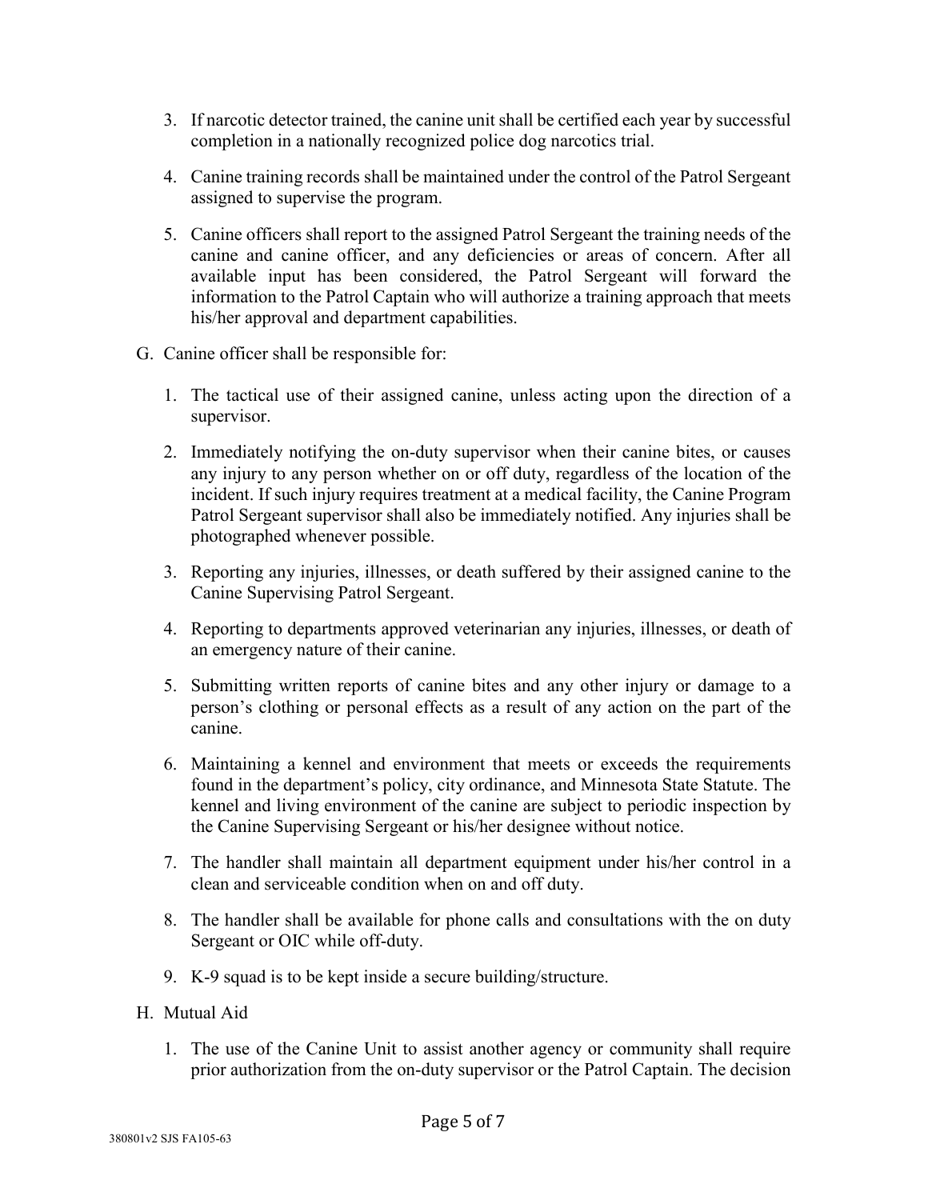3. If narcotic detector trained, the canine unit shall be certified each year by successful completion in a nationally recognized police dog narcotics trial.

4. Canine training records shall be maintained under the control of the Patrol Sergeant assigned to supervise the program.

5. Canine officers shall report to the assigned Patrol Sergeant the training needs of the canine and canine officer, and any deficiencies or areas of concern. After all available input has been considered, the Patrol Sergeant will forward the information to the Patrol Captain who will authorize a training approach that meets his/her approval and department capabilities.

G. Canine officer shall be responsible for:

1. The tactical use of their assigned canine, unless acting upon the direction of a supervisor.

2. Immediately notifying the on-duty supervisor when their canine bites, or causes any injury to any person whether on or off duty, regardless of the location of the incident. If such injury requires treatment at a medical facility, the Canine Program Patrol Sergeant supervisor shall also be immediately notified. Any injuries shall be photographed whenever possible.

3. Reporting any injuries, illnesses, or death suffered by their assigned canine to the Canine Supervising Patrol Sergeant.

4. Reporting to departments approved veterinarian any injuries, illnesses, or death of an emergency nature of their canine.

5. Submitting written reports of canine bites and any other injury or damage to a person's clothing or personal effects as a result of any action on the part of the canine.

6. Maintaining a kennel and environment that meets or exceeds the requirements found in the department's policy, city ordinance, and Minnesota State Statute. The kennel and living environment of the canine are subject to periodic inspection by the Canine Supervising Sergeant or his/her designee without notice.

7. The handler shall maintain all department equipment under his/her control in a clean and serviceable condition when on and off duty.

8. The handler shall be available for phone calls and consultations with the on duty Sergeant or OIC while off-duty.

9. K-9 squad is to be kept inside a secure building/structure.

H. Mutual Aid

1. The use of the Canine Unit to assist another agency or community shall require prior authorization from the on-duty supervisor or the Patrol Captain. The decision

380801v2 SJS FA105-63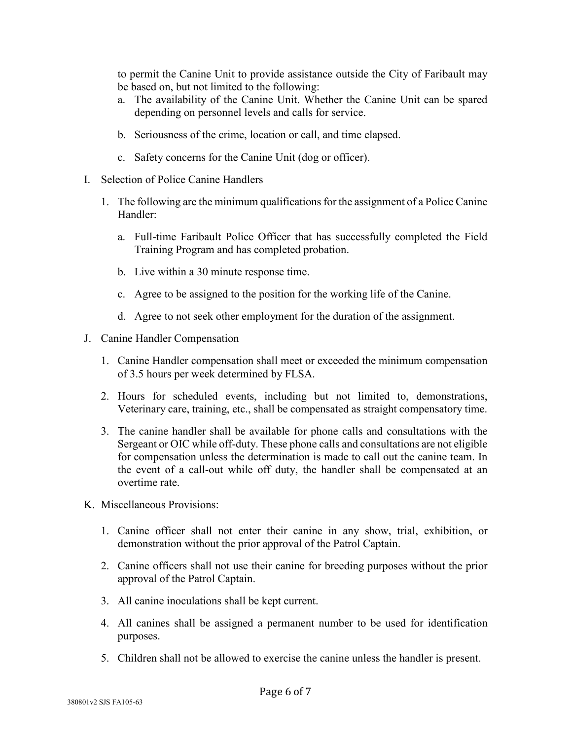to permit the Canine Unit to provide assistance outside the City of Faribault may be based on, but not limited to the following:

a. The availability of the Canine Unit. Whether the Canine Unit can be spared depending on personnel levels and calls for service.

b. Seriousness of the crime, location or call, and time elapsed.

c. Safety concerns for the Canine Unit (dog or officer).

I. Selection of Police Canine Handlers

1. The following are the minimum qualifications for the assignment of a Police Canine Handler:

   a. Full-time Faribault Police Officer that has successfully completed the Field Training Program and has completed probation.

   b. Live within a 30 minute response time.

   c. Agree to be assigned to the position for the working life of the Canine.

   d. Agree to not seek other employment for the duration of the assignment.

J. Canine Handler Compensation

1. Canine Handler compensation shall meet or exceeded the minimum compensation of 3.5 hours per week determined by FLSA.

2. Hours for scheduled events, including but not limited to, demonstrations, Veterinary care, training, etc., shall be compensated as straight compensatory time.

3. The canine handler shall be available for phone calls and consultations with the Sergeant or OIC while off-duty. These phone calls and consultations are not eligible for compensation unless the determination is made to call out the canine team. In the event of a call-out while off duty, the handler shall be compensated at an overtime rate.

K. Miscellaneous Provisions:

1. Canine officer shall not enter their canine in any show, trial, exhibition, or demonstration without the prior approval of the Patrol Captain.

2. Canine officers shall not use their canine for breeding purposes without the prior approval of the Patrol Captain.

3. All canine inoculations shall be kept current.

4. All canines shall be assigned a permanent number to be used for identification purposes.

5. Children shall not be allowed to exercise the canine unless the handler is present.

380801v2 SJS FA105-63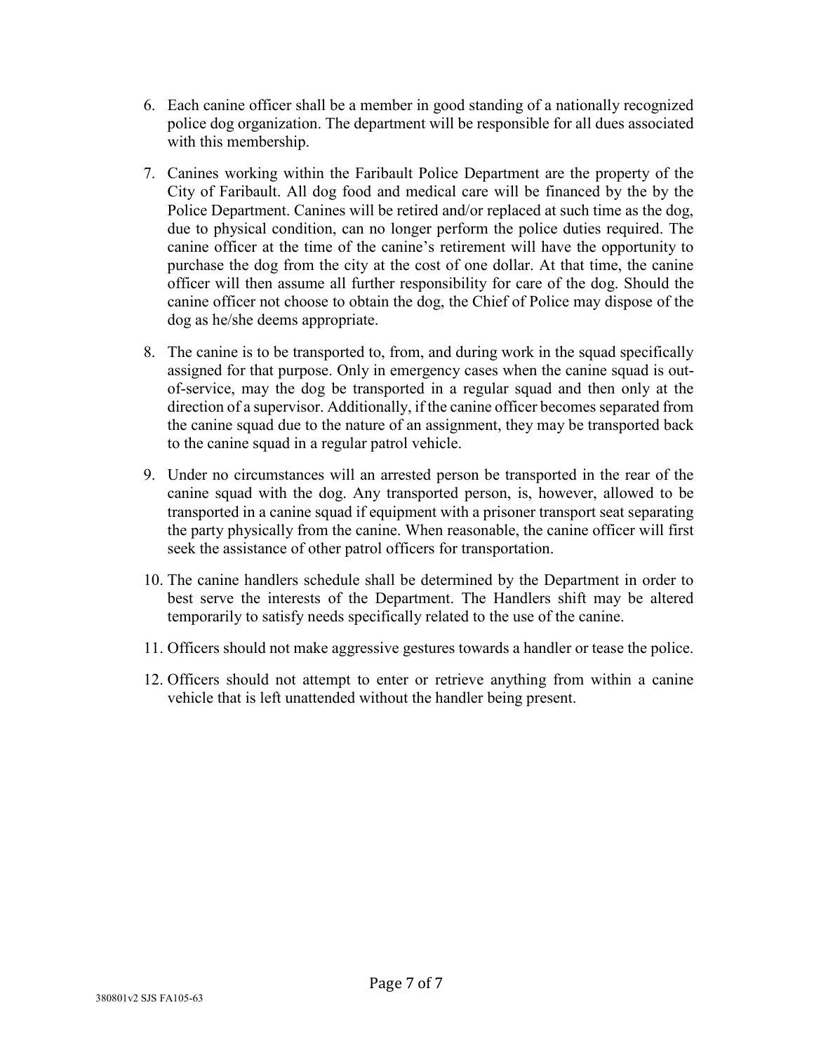6. Each canine officer shall be a member in good standing of a nationally recognized police dog organization. The department will be responsible for all dues associated with this membership.

7. Canines working within the Faribault Police Department are the property of the City of Faribault. All dog food and medical care will be financed by the by the Police Department. Canines will be retired and/or replaced at such time as the dog, due to physical condition, can no longer perform the police duties required. The canine officer at the time of the canine's retirement will have the opportunity to purchase the dog from the city at the cost of one dollar. At that time, the canine officer will then assume all further responsibility for care of the dog. Should the canine officer not choose to obtain the dog, the Chief of Police may dispose of the dog as he/she deems appropriate.

8. The canine is to be transported to, from, and during work in the squad specifically assigned for that purpose. Only in emergency cases when the canine squad is out-of-service, may the dog be transported in a regular squad and then only at the direction of a supervisor. Additionally, if the canine officer becomes separated from the canine squad due to the nature of an assignment, they may be transported back to the canine squad in a regular patrol vehicle.

9. Under no circumstances will an arrested person be transported in the rear of the canine squad with the dog. Any transported person, is, however, allowed to be transported in a canine squad if equipment with a prisoner transport seat separating the party physically from the canine. When reasonable, the canine officer will first seek the assistance of other patrol officers for transportation.

10. The canine handlers schedule shall be determined by the Department in order to best serve the interests of the Department. The Handlers shift may be altered temporarily to satisfy needs specifically related to the use of the canine.

11. Officers should not make aggressive gestures towards a handler or tease the police.

12. Officers should not attempt to enter or retrieve anything from within a canine vehicle that is left unattended without the handler being present.

380801v2 SJS FA105-63